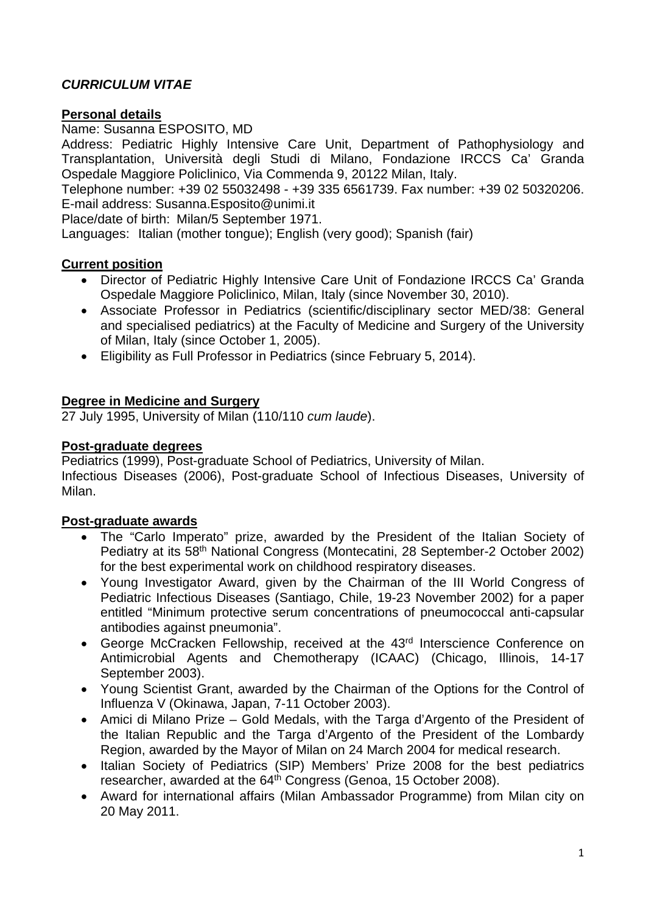***CURRICULUM VITAE***

**Personal details**

Name: Susanna ESPOSITO, MD

Address: Pediatric Highly Intensive Care Unit, Department of Pathophysiology and Transplantation, Università degli Studi di Milano, Fondazione IRCCS Ca' Granda Ospedale Maggiore Policlinico, Via Commenda 9, 20122 Milan, Italy.

Telephone number: +39 02 55032498 - +39 335 6561739. Fax number: +39 02 50320206.

E-mail address: Susanna.Esposito@unimi.it

Place/date of birth: Milan/5 September 1971.

Languages: Italian (mother tongue); English (very good); Spanish (fair)

**Current position**

- Director of Pediatric Highly Intensive Care Unit of Fondazione IRCCS Ca' Granda Ospedale Maggiore Policlinico, Milan, Italy (since November 30, 2010).
- Associate Professor in Pediatrics (scientific/disciplinary sector MED/38: General and specialised pediatrics) at the Faculty of Medicine and Surgery of the University of Milan, Italy (since October 1, 2005).
- Eligibility as Full Professor in Pediatrics (since February 5, 2014).

**Degree in Medicine and Surgery**

27 July 1995, University of Milan (110/110 *cum laude*).

**Post-graduate degrees**

Pediatrics (1999), Post-graduate School of Pediatrics, University of Milan.

Infectious Diseases (2006), Post-graduate School of Infectious Diseases, University of Milan.

**Post-graduate awards**

- The "Carlo Imperato" prize, awarded by the President of the Italian Society of Pediatry at its 58th National Congress (Montecatini, 28 September-2 October 2002) for the best experimental work on childhood respiratory diseases.
- Young Investigator Award, given by the Chairman of the III World Congress of Pediatric Infectious Diseases (Santiago, Chile, 19-23 November 2002) for a paper entitled "Minimum protective serum concentrations of pneumococcal anti-capsular antibodies against pneumonia".
- George McCracken Fellowship, received at the 43rd Interscience Conference on Antimicrobial Agents and Chemotherapy (ICAAC) (Chicago, Illinois, 14-17 September 2003).
- Young Scientist Grant, awarded by the Chairman of the Options for the Control of Influenza V (Okinawa, Japan, 7-11 October 2003).
- Amici di Milano Prize – Gold Medals, with the Targa d'Argento of the President of the Italian Republic and the Targa d'Argento of the President of the Lombardy Region, awarded by the Mayor of Milan on 24 March 2004 for medical research.
- Italian Society of Pediatrics (SIP) Members' Prize 2008 for the best pediatrics researcher, awarded at the 64th Congress (Genoa, 15 October 2008).
- Award for international affairs (Milan Ambassador Programme) from Milan city on 20 May 2011.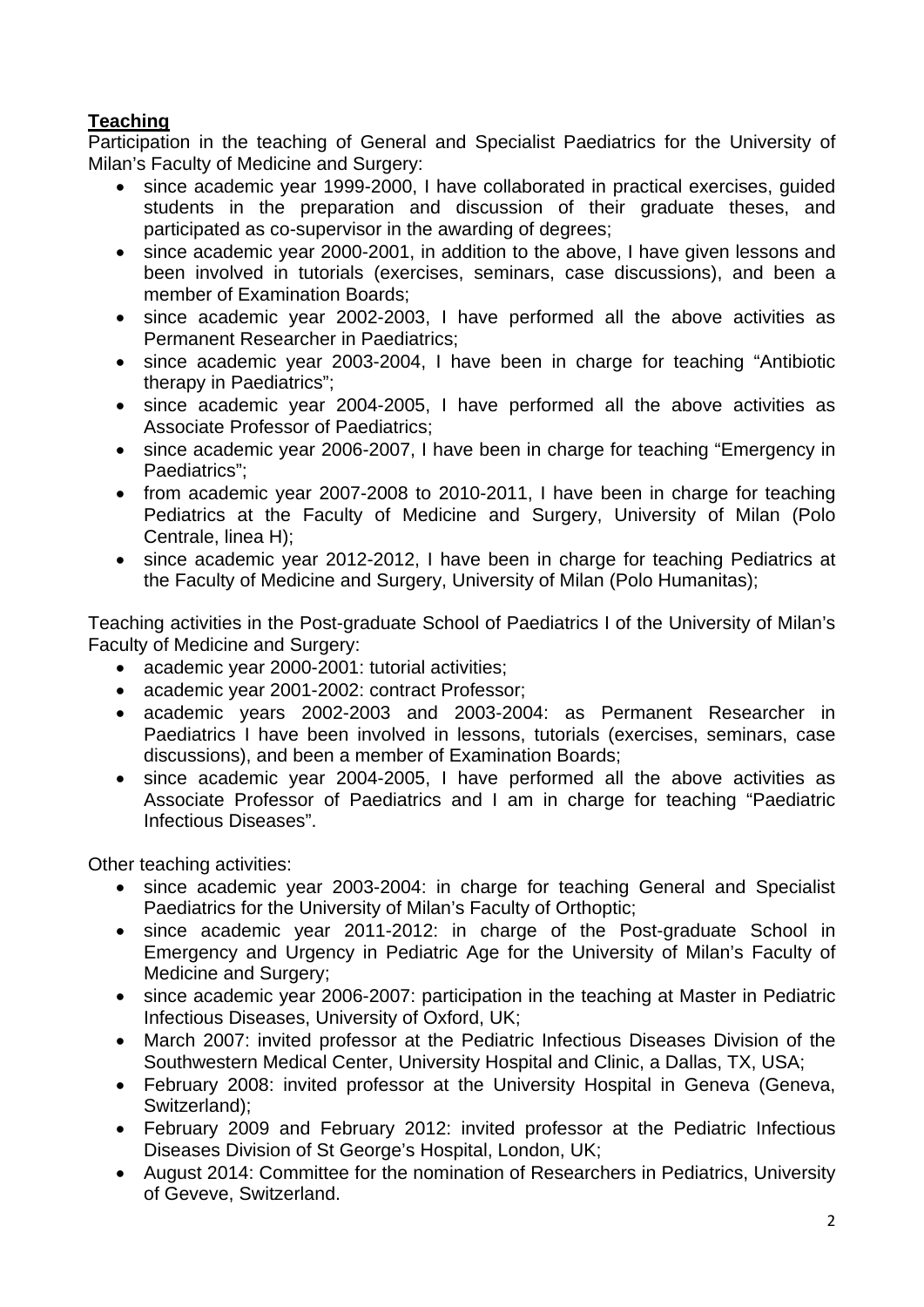**Teaching**

Participation in the teaching of General and Specialist Paediatrics for the University of Milan's Faculty of Medicine and Surgery:

- since academic year 1999-2000, I have collaborated in practical exercises, guided students in the preparation and discussion of their graduate theses, and participated as co-supervisor in the awarding of degrees;
- since academic year 2000-2001, in addition to the above, I have given lessons and been involved in tutorials (exercises, seminars, case discussions), and been a member of Examination Boards;
- since academic year 2002-2003, I have performed all the above activities as Permanent Researcher in Paediatrics;
- since academic year 2003-2004, I have been in charge for teaching "Antibiotic therapy in Paediatrics";
- since academic year 2004-2005, I have performed all the above activities as Associate Professor of Paediatrics;
- since academic year 2006-2007, I have been in charge for teaching "Emergency in Paediatrics";
- from academic year 2007-2008 to 2010-2011, I have been in charge for teaching Pediatrics at the Faculty of Medicine and Surgery, University of Milan (Polo Centrale, linea H);
- since academic year 2012-2012, I have been in charge for teaching Pediatrics at the Faculty of Medicine and Surgery, University of Milan (Polo Humanitas);

Teaching activities in the Post-graduate School of Paediatrics I of the University of Milan's Faculty of Medicine and Surgery:

- academic year 2000-2001: tutorial activities;
- academic year 2001-2002: contract Professor;
- academic years 2002-2003 and 2003-2004: as Permanent Researcher in Paediatrics I have been involved in lessons, tutorials (exercises, seminars, case discussions), and been a member of Examination Boards;
- since academic year 2004-2005, I have performed all the above activities as Associate Professor of Paediatrics and I am in charge for teaching "Paediatric Infectious Diseases".

Other teaching activities:

- since academic year 2003-2004: in charge for teaching General and Specialist Paediatrics for the University of Milan's Faculty of Orthoptic;
- since academic year 2011-2012: in charge of the Post-graduate School in Emergency and Urgency in Pediatric Age for the University of Milan's Faculty of Medicine and Surgery;
- since academic year 2006-2007: participation in the teaching at Master in Pediatric Infectious Diseases, University of Oxford, UK;
- March 2007: invited professor at the Pediatric Infectious Diseases Division of the Southwestern Medical Center, University Hospital and Clinic, a Dallas, TX, USA;
- February 2008: invited professor at the University Hospital in Geneva (Geneva, Switzerland);
- February 2009 and February 2012: invited professor at the Pediatric Infectious Diseases Division of St George's Hospital, London, UK;
- August 2014: Committee for the nomination of Researchers in Pediatrics, University of Geveve, Switzerland.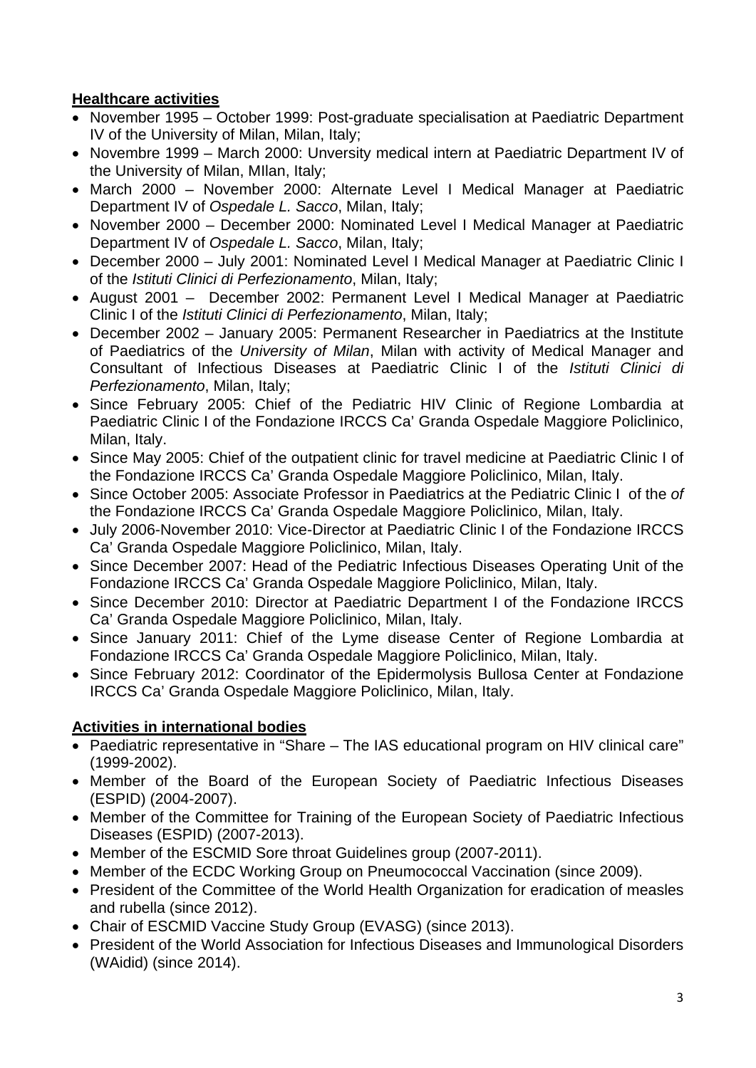**Healthcare activities**

- November 1995 – October 1999: Post-graduate specialisation at Paediatric Department IV of the University of Milan, Milan, Italy;
- Novembre 1999 – March 2000: Unversity medical intern at Paediatric Department IV of the University of Milan, MIlan, Italy;
- March 2000 – November 2000: Alternate Level I Medical Manager at Paediatric Department IV of *Ospedale L. Sacco*, Milan, Italy;
- November 2000 – December 2000: Nominated Level I Medical Manager at Paediatric Department IV of *Ospedale L. Sacco*, Milan, Italy;
- December 2000 – July 2001: Nominated Level I Medical Manager at Paediatric Clinic I of the *Istituti Clinici di Perfezionamento*, Milan, Italy;
- August 2001 – December 2002: Permanent Level I Medical Manager at Paediatric Clinic I of the *Istituti Clinici di Perfezionamento*, Milan, Italy;
- December 2002 – January 2005: Permanent Researcher in Paediatrics at the Institute of Paediatrics of the *University of Milan*, Milan with activity of Medical Manager and Consultant of Infectious Diseases at Paediatric Clinic I of the *Istituti Clinici di Perfezionamento*, Milan, Italy;
- Since February 2005: Chief of the Pediatric HIV Clinic of Regione Lombardia at Paediatric Clinic I of the Fondazione IRCCS Ca' Granda Ospedale Maggiore Policlinico, Milan, Italy.
- Since May 2005: Chief of the outpatient clinic for travel medicine at Paediatric Clinic I of the Fondazione IRCCS Ca' Granda Ospedale Maggiore Policlinico, Milan, Italy.
- Since October 2005: Associate Professor in Paediatrics at the Pediatric Clinic I of the *of* the Fondazione IRCCS Ca' Granda Ospedale Maggiore Policlinico, Milan, Italy.
- July 2006-November 2010: Vice-Director at Paediatric Clinic I of the Fondazione IRCCS Ca' Granda Ospedale Maggiore Policlinico, Milan, Italy.
- Since December 2007: Head of the Pediatric Infectious Diseases Operating Unit of the Fondazione IRCCS Ca' Granda Ospedale Maggiore Policlinico, Milan, Italy.
- Since December 2010: Director at Paediatric Department I of the Fondazione IRCCS Ca' Granda Ospedale Maggiore Policlinico, Milan, Italy.
- Since January 2011: Chief of the Lyme disease Center of Regione Lombardia at Fondazione IRCCS Ca' Granda Ospedale Maggiore Policlinico, Milan, Italy.
- Since February 2012: Coordinator of the Epidermolysis Bullosa Center at Fondazione IRCCS Ca' Granda Ospedale Maggiore Policlinico, Milan, Italy.

**Activities in international bodies**

- Paediatric representative in "Share – The IAS educational program on HIV clinical care" (1999-2002).
- Member of the Board of the European Society of Paediatric Infectious Diseases (ESPID) (2004-2007).
- Member of the Committee for Training of the European Society of Paediatric Infectious Diseases (ESPID) (2007-2013).
- Member of the ESCMID Sore throat Guidelines group (2007-2011).
- Member of the ECDC Working Group on Pneumococcal Vaccination (since 2009).
- President of the Committee of the World Health Organization for eradication of measles and rubella (since 2012).
- Chair of ESCMID Vaccine Study Group (EVASG) (since 2013).
- President of the World Association for Infectious Diseases and Immunological Disorders (WAidid) (since 2014).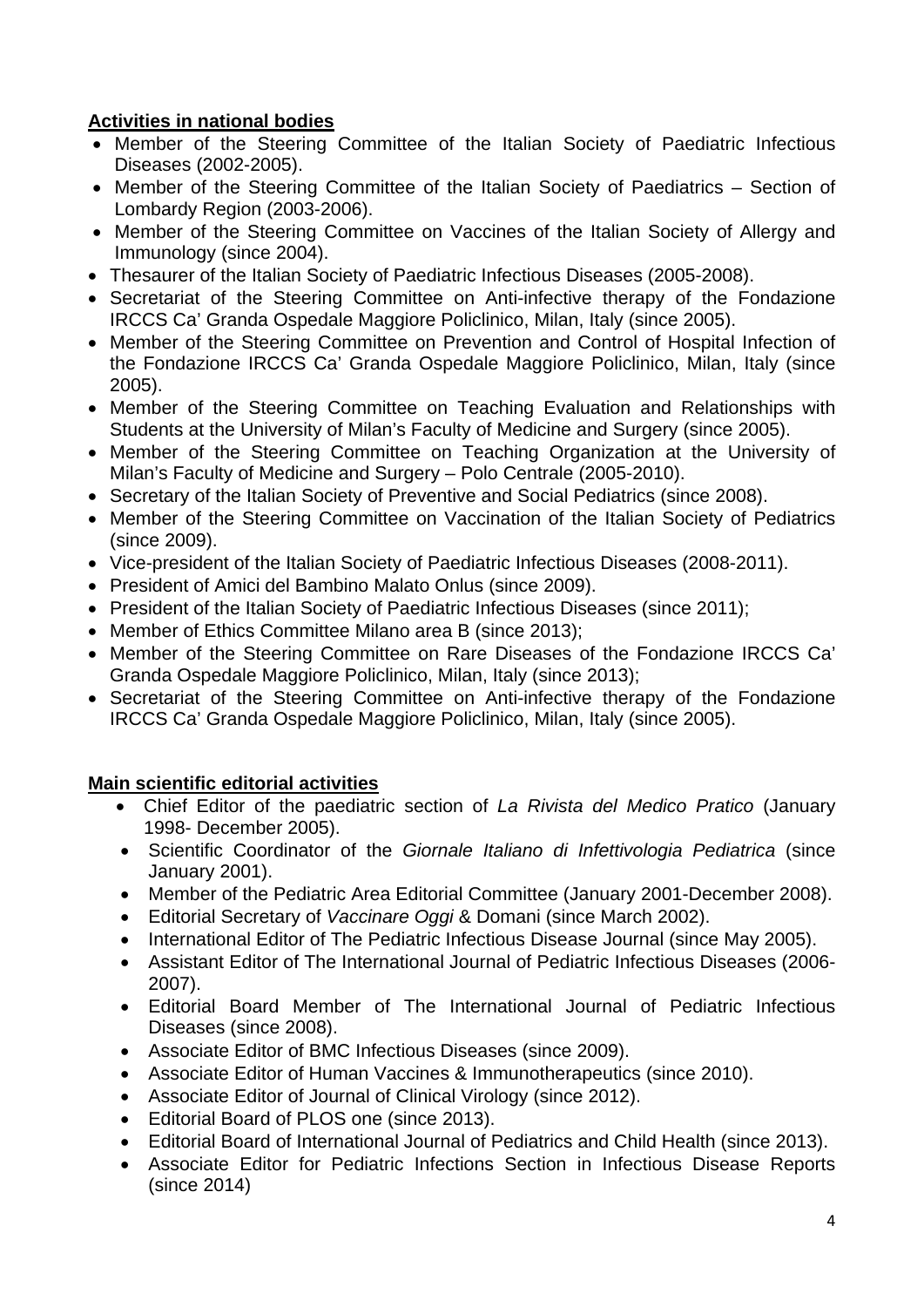**Activities in national bodies**

- Member of the Steering Committee of the Italian Society of Paediatric Infectious Diseases (2002-2005).
- Member of the Steering Committee of the Italian Society of Paediatrics – Section of Lombardy Region (2003-2006).
- Member of the Steering Committee on Vaccines of the Italian Society of Allergy and Immunology (since 2004).
- Thesaurer of the Italian Society of Paediatric Infectious Diseases (2005-2008).
- Secretariat of the Steering Committee on Anti-infective therapy of the Fondazione IRCCS Ca' Granda Ospedale Maggiore Policlinico, Milan, Italy (since 2005).
- Member of the Steering Committee on Prevention and Control of Hospital Infection of the Fondazione IRCCS Ca' Granda Ospedale Maggiore Policlinico, Milan, Italy (since 2005).
- Member of the Steering Committee on Teaching Evaluation and Relationships with Students at the University of Milan's Faculty of Medicine and Surgery (since 2005).
- Member of the Steering Committee on Teaching Organization at the University of Milan's Faculty of Medicine and Surgery – Polo Centrale (2005-2010).
- Secretary of the Italian Society of Preventive and Social Pediatrics (since 2008).
- Member of the Steering Committee on Vaccination of the Italian Society of Pediatrics (since 2009).
- Vice-president of the Italian Society of Paediatric Infectious Diseases (2008-2011).
- President of Amici del Bambino Malato Onlus (since 2009).
- President of the Italian Society of Paediatric Infectious Diseases (since 2011);
- Member of Ethics Committee Milano area B (since 2013);
- Member of the Steering Committee on Rare Diseases of the Fondazione IRCCS Ca' Granda Ospedale Maggiore Policlinico, Milan, Italy (since 2013);
- Secretariat of the Steering Committee on Anti-infective therapy of the Fondazione IRCCS Ca' Granda Ospedale Maggiore Policlinico, Milan, Italy (since 2005).

**Main scientific editorial activities**

- Chief Editor of the paediatric section of *La Rivista del Medico Pratico* (January 1998- December 2005).
- Scientific Coordinator of the *Giornale Italiano di Infettivologia Pediatrica* (since January 2001).
- Member of the Pediatric Area Editorial Committee (January 2001-December 2008).
- Editorial Secretary of *Vaccinare Oggi* & Domani (since March 2002).
- International Editor of The Pediatric Infectious Disease Journal (since May 2005).
- Assistant Editor of The International Journal of Pediatric Infectious Diseases (2006-2007).
- Editorial Board Member of The International Journal of Pediatric Infectious Diseases (since 2008).
- Associate Editor of BMC Infectious Diseases (since 2009).
- Associate Editor of Human Vaccines & Immunotherapeutics (since 2010).
- Associate Editor of Journal of Clinical Virology (since 2012).
- Editorial Board of PLOS one (since 2013).
- Editorial Board of International Journal of Pediatrics and Child Health (since 2013).
- Associate Editor for Pediatric Infections Section in Infectious Disease Reports (since 2014)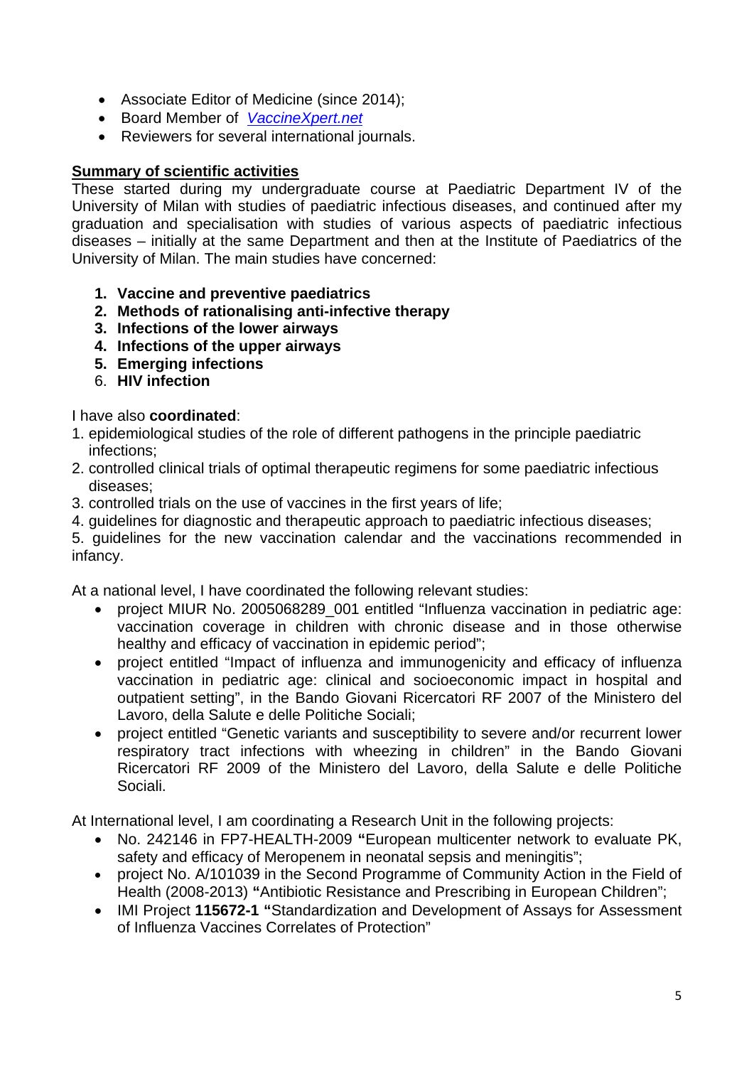- Associate Editor of Medicine (since 2014);
- Board Member of *VaccineXpert.net*
- Reviewers for several international journals.

**Summary of scientific activities**

These started during my undergraduate course at Paediatric Department IV of the University of Milan with studies of paediatric infectious diseases, and continued after my graduation and specialisation with studies of various aspects of paediatric infectious diseases – initially at the same Department and then at the Institute of Paediatrics of the University of Milan. The main studies have concerned:

1. **Vaccine and preventive paediatrics**
2. **Methods of rationalising anti-infective therapy**
3. **Infections of the lower airways**
4. **Infections of the upper airways**
5. **Emerging infections**
6. **HIV infection**

I have also **coordinated**:

1. epidemiological studies of the role of different pathogens in the principle paediatric infections;
2. controlled clinical trials of optimal therapeutic regimens for some paediatric infectious diseases;
3. controlled trials on the use of vaccines in the first years of life;
4. guidelines for diagnostic and therapeutic approach to paediatric infectious diseases;
5. guidelines for the new vaccination calendar and the vaccinations recommended in infancy.

At a national level, I have coordinated the following relevant studies:

- project MIUR No. 2005068289_001 entitled "Influenza vaccination in pediatric age: vaccination coverage in children with chronic disease and in those otherwise healthy and efficacy of vaccination in epidemic period";
- project entitled "Impact of influenza and immunogenicity and efficacy of influenza vaccination in pediatric age: clinical and socioeconomic impact in hospital and outpatient setting", in the Bando Giovani Ricercatori RF 2007 of the Ministero del Lavoro, della Salute e delle Politiche Sociali;
- project entitled "Genetic variants and susceptibility to severe and/or recurrent lower respiratory tract infections with wheezing in children" in the Bando Giovani Ricercatori RF 2009 of the Ministero del Lavoro, della Salute e delle Politiche Sociali.

At International level, I am coordinating a Research Unit in the following projects:

- No. 242146 in FP7-HEALTH-2009 **"**European multicenter network to evaluate PK, safety and efficacy of Meropenem in neonatal sepsis and meningitis";
- project No. A/101039 in the Second Programme of Community Action in the Field of Health (2008-2013) **"**Antibiotic Resistance and Prescribing in European Children";
- IMI Project **115672-1 "**Standardization and Development of Assays for Assessment of Influenza Vaccines Correlates of Protection"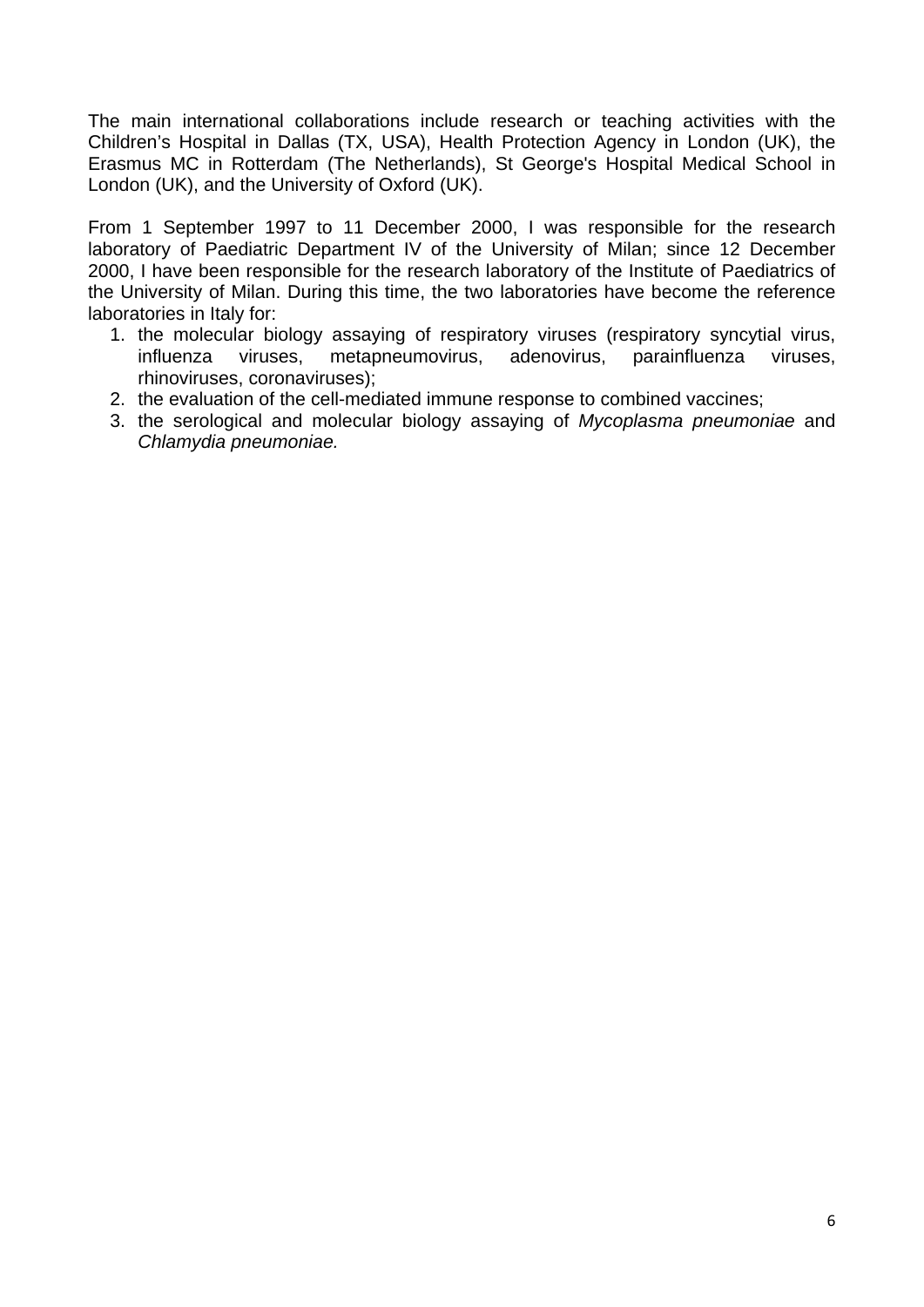The main international collaborations include research or teaching activities with the Children's Hospital in Dallas (TX, USA), Health Protection Agency in London (UK), the Erasmus MC in Rotterdam (The Netherlands), St George's Hospital Medical School in London (UK), and the University of Oxford (UK).

From 1 September 1997 to 11 December 2000, I was responsible for the research laboratory of Paediatric Department IV of the University of Milan; since 12 December 2000, I have been responsible for the research laboratory of the Institute of Paediatrics of the University of Milan. During this time, the two laboratories have become the reference laboratories in Italy for:

1. the molecular biology assaying of respiratory viruses (respiratory syncytial virus, influenza viruses, metapneumovirus, adenovirus, parainfluenza viruses, rhinoviruses, coronaviruses);
2. the evaluation of the cell-mediated immune response to combined vaccines;
3. the serological and molecular biology assaying of *Mycoplasma pneumoniae* and *Chlamydia pneumoniae.*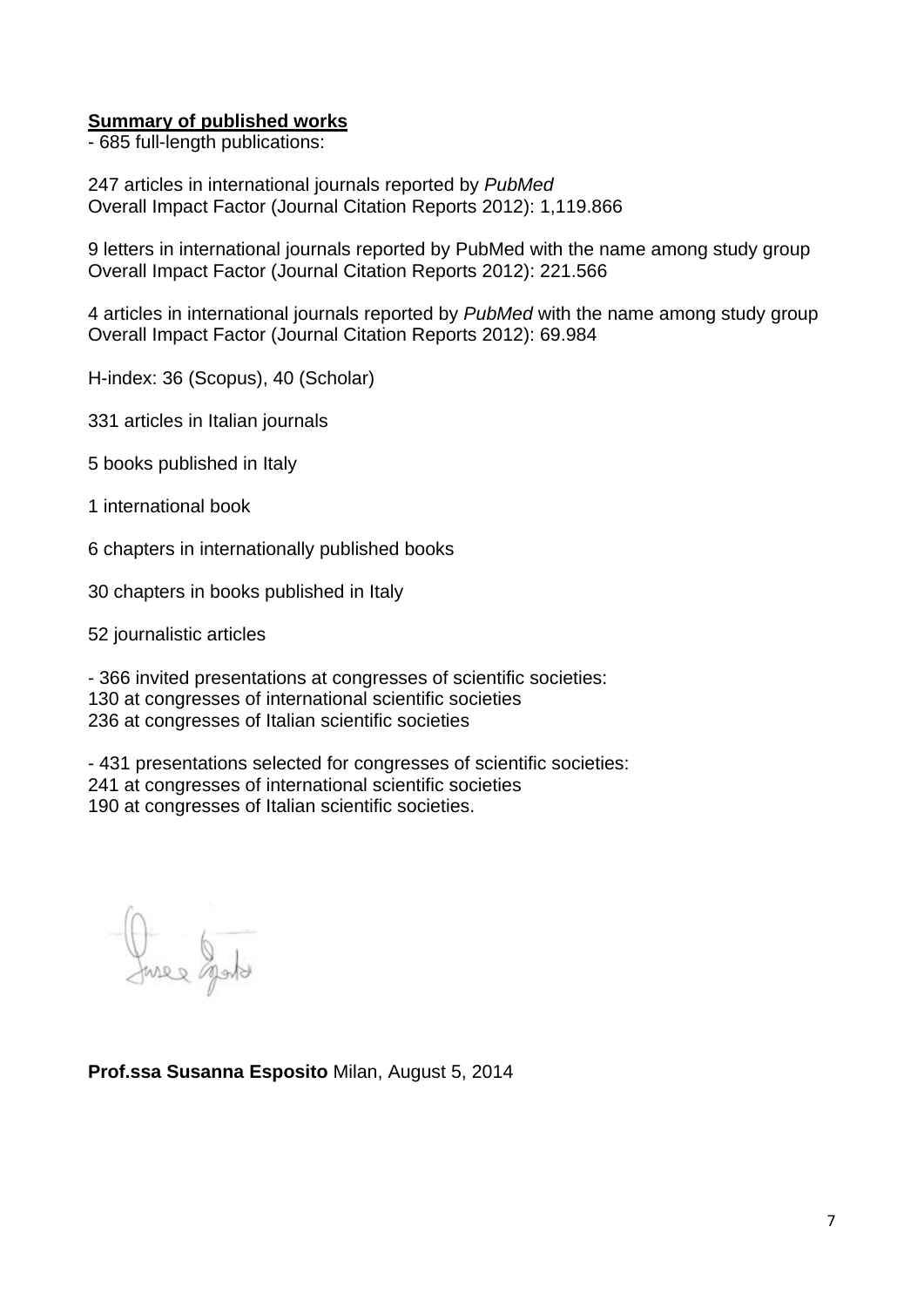**<u>Summary of published works</u>**

- 685 full-length publications:

247 articles in international journals reported by *PubMed*
Overall Impact Factor (Journal Citation Reports 2012): 1,119.866

9 letters in international journals reported by PubMed with the name among study group
Overall Impact Factor (Journal Citation Reports 2012): 221.566

4 articles in international journals reported by *PubMed* with the name among study group
Overall Impact Factor (Journal Citation Reports 2012): 69.984

H-index: 36 (Scopus), 40 (Scholar)

331 articles in Italian journals

5 books published in Italy

1 international book

6 chapters in internationally published books

30 chapters in books published in Italy

52 journalistic articles

- 366 invited presentations at congresses of scientific societies:
130 at congresses of international scientific societies
236 at congresses of Italian scientific societies

- 431 presentations selected for congresses of scientific societies:
241 at congresses of international scientific societies
190 at congresses of Italian scientific societies.

**Prof.ssa Susanna Esposito** Milan, August 5, 2014